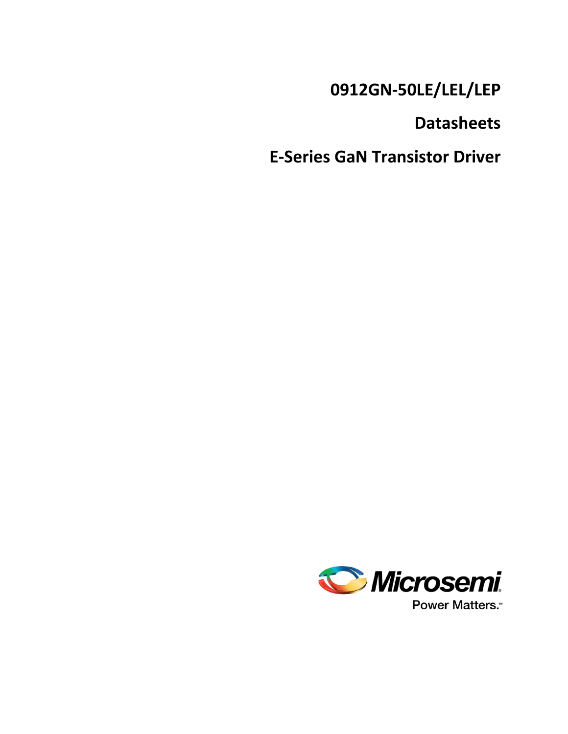# 0912GN-50LE/LEL/LEP

# Datasheets

# E-Series GaN Transistor Driver

Microsemi

Power Matters.™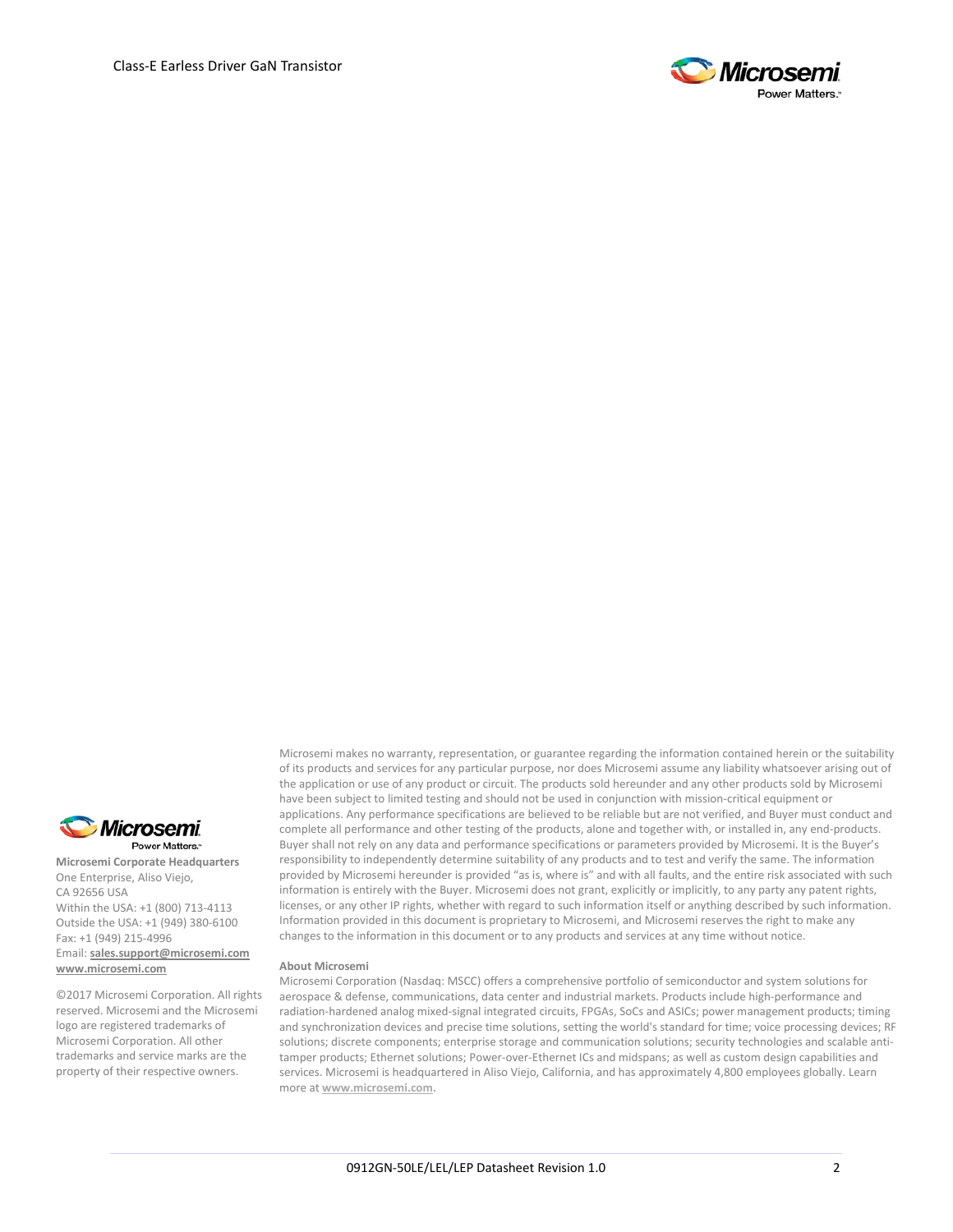**Microsemi Corporate Headquarters**
One Enterprise, Aliso Viejo,
CA 92656 USA
Within the USA: +1 (800) 713-4113
Outside the USA: +1 (949) 380-6100
Fax: +1 (949) 215-4996
Email: **sales.support@microsemi.com**
**www.microsemi.com**

©2017 Microsemi Corporation. All rights reserved. Microsemi and the Microsemi logo are registered trademarks of Microsemi Corporation. All other trademarks and service marks are the property of their respective owners.

Microsemi makes no warranty, representation, or guarantee regarding the information contained herein or the suitability of its products and services for any particular purpose, nor does Microsemi assume any liability whatsoever arising out of the application or use of any product or circuit. The products sold hereunder and any other products sold by Microsemi have been subject to limited testing and should not be used in conjunction with mission-critical equipment or applications. Any performance specifications are believed to be reliable but are not verified, and Buyer must conduct and complete all performance and other testing of the products, alone and together with, or installed in, any end-products. Buyer shall not rely on any data and performance specifications or parameters provided by Microsemi. It is the Buyer's responsibility to independently determine suitability of any products and to test and verify the same. The information provided by Microsemi hereunder is provided "as is, where is" and with all faults, and the entire risk associated with such information is entirely with the Buyer. Microsemi does not grant, explicitly or implicitly, to any party any patent rights, licenses, or any other IP rights, whether with regard to such information itself or anything described by such information. Information provided in this document is proprietary to Microsemi, and Microsemi reserves the right to make any changes to the information in this document or to any products and services at any time without notice.

**About Microsemi**

Microsemi Corporation (Nasdaq: MSCC) offers a comprehensive portfolio of semiconductor and system solutions for aerospace & defense, communications, data center and industrial markets. Products include high-performance and radiation-hardened analog mixed-signal integrated circuits, FPGAs, SoCs and ASICs; power management products; timing and synchronization devices and precise time solutions, setting the world's standard for time; voice processing devices; RF solutions; discrete components; enterprise storage and communication solutions; security technologies and scalable anti-tamper products; Ethernet solutions; Power-over-Ethernet ICs and midspans; as well as custom design capabilities and services. Microsemi is headquartered in Aliso Viejo, California, and has approximately 4,800 employees globally. Learn more at **www.microsemi.com**.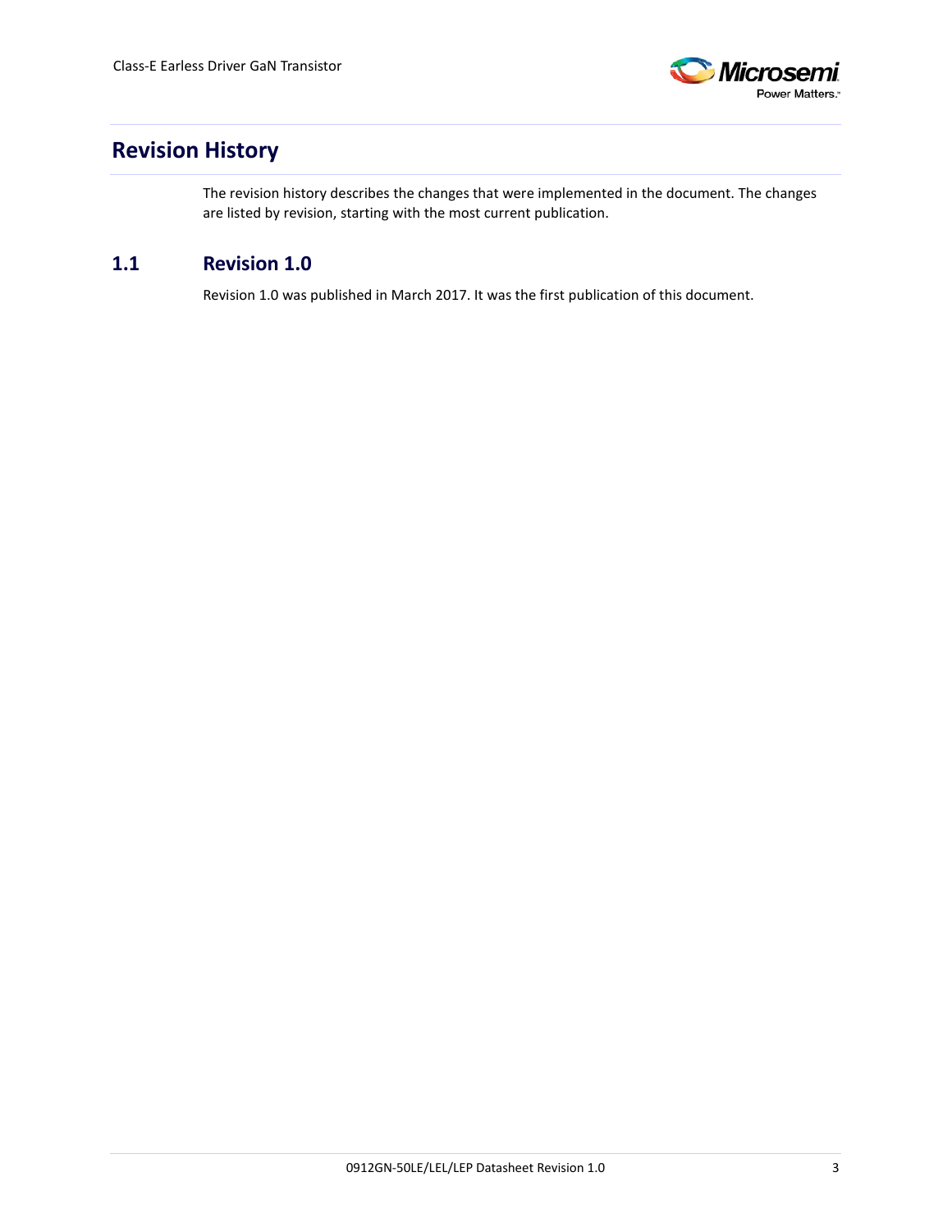# Revision History

The revision history describes the changes that were implemented in the document. The changes are listed by revision, starting with the most current publication.

## 1.1 Revision 1.0

Revision 1.0 was published in March 2017. It was the first publication of this document.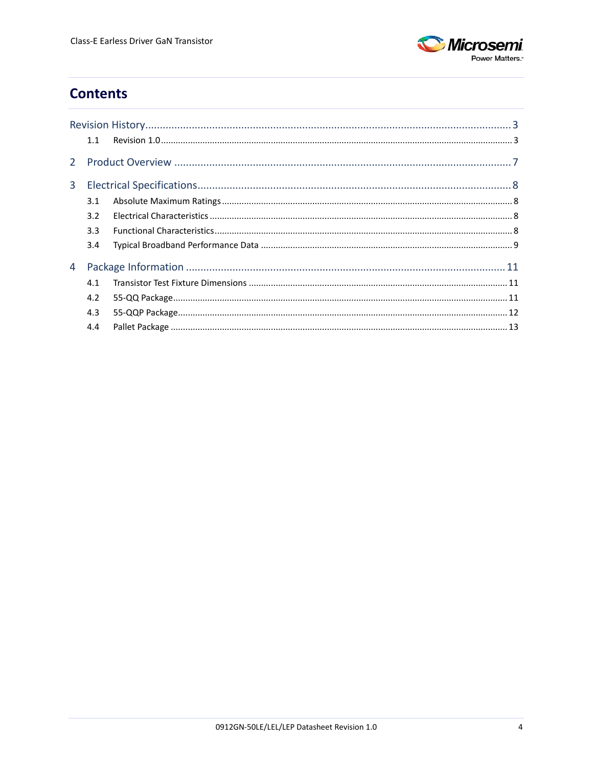# Contents

Revision History ........................................................................................................................ 3

- 1.1 Revision 1.0 ........................................................................................................................ 3

2 Product Overview ........................................................................................................................ 7

3 Electrical Specifications ........................................................................................................................ 8

- 3.1 Absolute Maximum Ratings ........................................................................................................................ 8
- 3.2 Electrical Characteristics ........................................................................................................................ 8
- 3.3 Functional Characteristics ........................................................................................................................ 8
- 3.4 Typical Broadband Performance Data ........................................................................................................................ 9

4 Package Information ........................................................................................................................ 11

- 4.1 Transistor Test Fixture Dimensions ........................................................................................................................ 11
- 4.2 55-QQ Package ........................................................................................................................ 11
- 4.3 55-QQP Package ........................................................................................................................ 12
- 4.4 Pallet Package ........................................................................................................................ 13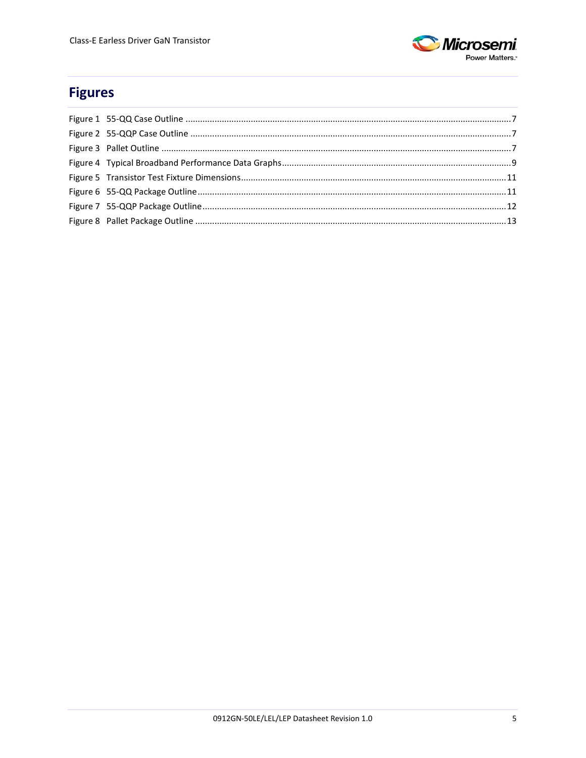# Figures

Figure 1 55-QQ Case Outline ........................................................................................................................................7
Figure 2 55-QQP Case Outline ......................................................................................................................................7
Figure 3 Pallet Outline ..................................................................................................................................................7
Figure 4 Typical Broadband Performance Data Graphs.................................................................................................9
Figure 5 Transistor Test Fixture Dimensions................................................................................................................11
Figure 6 55-QQ Package Outline..................................................................................................................................11
Figure 7 55-QQP Package Outline................................................................................................................................12
Figure 8 Pallet Package Outline ...................................................................................................................................13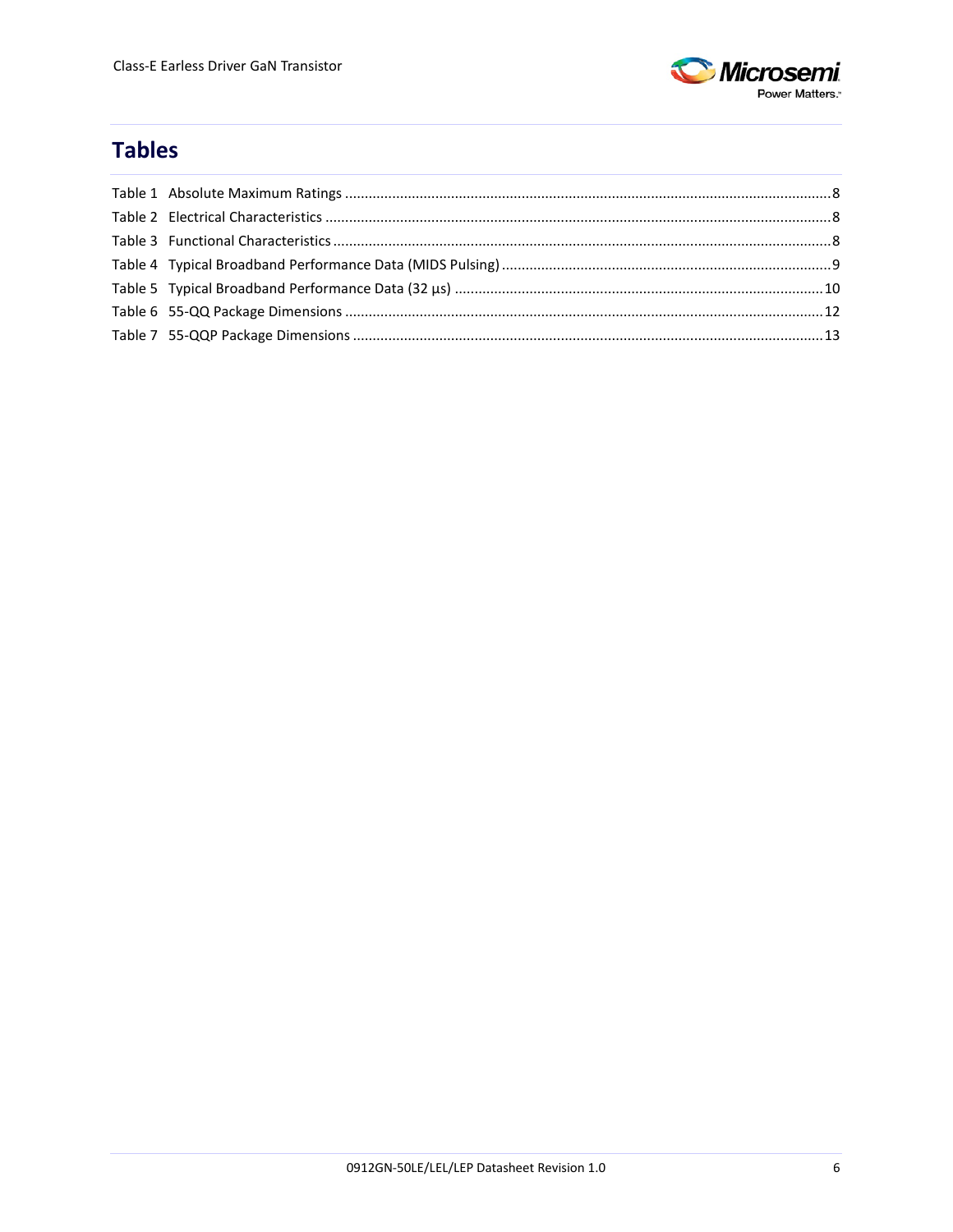## Tables

Table 1 Absolute Maximum Ratings ........................................................................................................................8
Table 2 Electrical Characteristics ............................................................................................................................8
Table 3 Functional Characteristics ..........................................................................................................................8
Table 4 Typical Broadband Performance Data (MIDS Pulsing) ..............................................................................9
Table 5 Typical Broadband Performance Data (32 µs) .........................................................................................10
Table 6 55-QQ Package Dimensions .....................................................................................................................12
Table 7 55-QQP Package Dimensions ...................................................................................................................13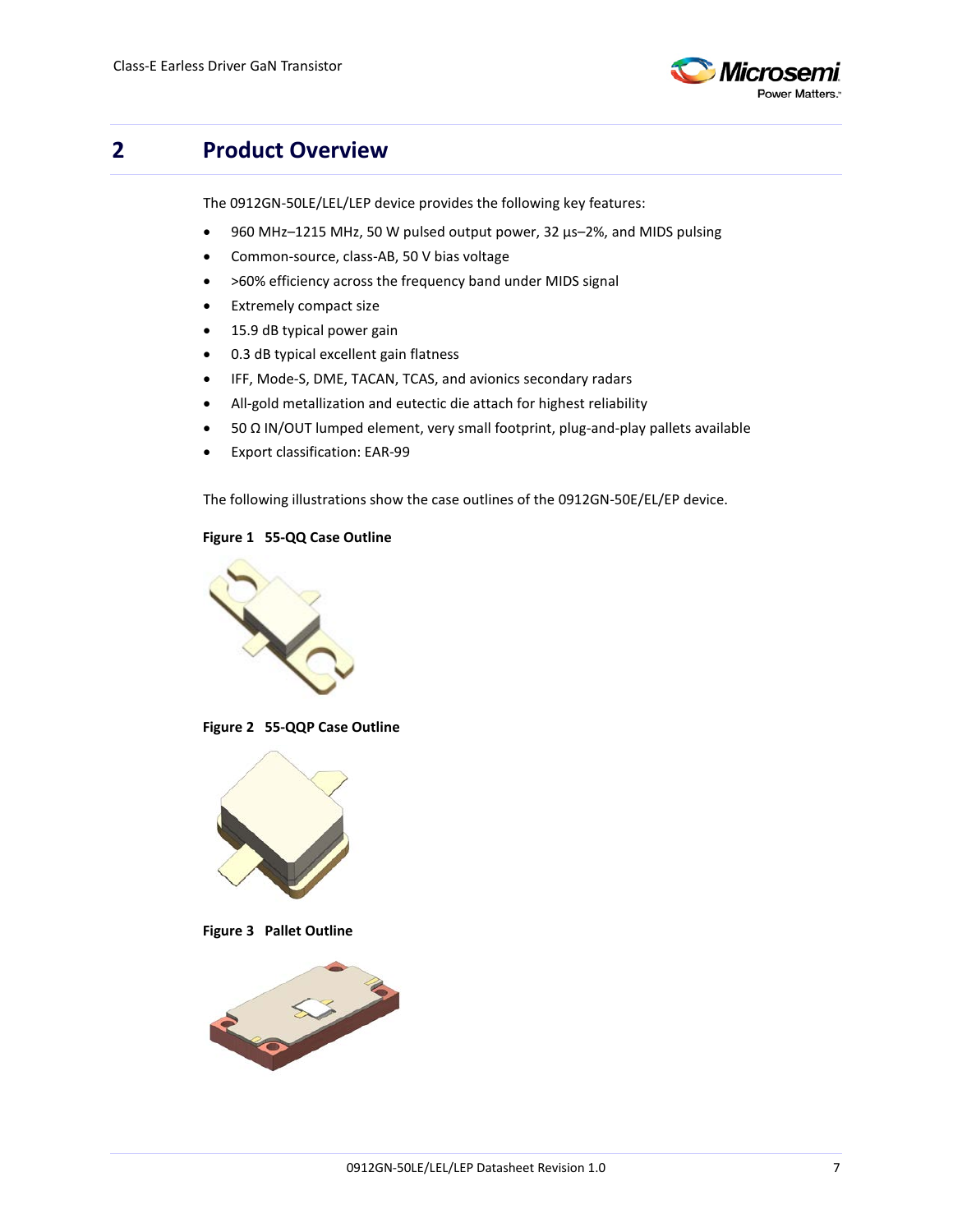## 2 Product Overview

The 0912GN-50LE/LEL/LEP device provides the following key features:

- 960 MHz–1215 MHz, 50 W pulsed output power, 32 µs–2%, and MIDS pulsing
- Common-source, class-AB, 50 V bias voltage
- >60% efficiency across the frequency band under MIDS signal
- Extremely compact size
- 15.9 dB typical power gain
- 0.3 dB typical excellent gain flatness
- IFF, Mode-S, DME, TACAN, TCAS, and avionics secondary radars
- All-gold metallization and eutectic die attach for highest reliability
- 50 Ω IN/OUT lumped element, very small footprint, plug-and-play pallets available
- Export classification: EAR-99

The following illustrations show the case outlines of the 0912GN-50E/EL/EP device.

**Figure 1 55-QQ Case Outline**

**Figure 2 55-QQP Case Outline**

**Figure 3 Pallet Outline**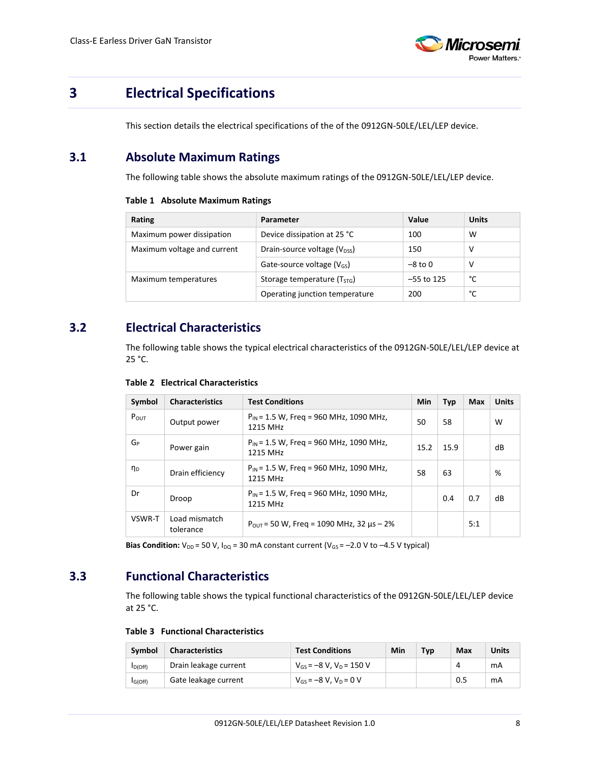# 3 Electrical Specifications

This section details the electrical specifications of the of the 0912GN-50LE/LEL/LEP device.

## 3.1 Absolute Maximum Ratings

The following table shows the absolute maximum ratings of the 0912GN-50LE/LEL/LEP device.

**Table 1 Absolute Maximum Ratings**

| Rating | Parameter | Value | Units |
|---|---|---|---|
| Maximum power dissipation | Device dissipation at 25 °C | 100 | W |
| Maximum voltage and current | Drain-source voltage ($V_{DSS}$) | 150 | V |
| | Gate-source voltage ($V_{GS}$) | –8 to 0 | V |
| Maximum temperatures | Storage temperature ($T_{STG}$) | –55 to 125 | °C |
| | Operating junction temperature | 200 | °C |

## 3.2 Electrical Characteristics

The following table shows the typical electrical characteristics of the 0912GN-50LE/LEL/LEP device at 25 °C.

**Table 2 Electrical Characteristics**

| Symbol | Characteristics | Test Conditions | Min | Typ | Max | Units |
|---|---|---|---|---|---|---|
| $P_{OUT}$ | Output power | $P_{IN}$ = 1.5 W, Freq = 960 MHz, 1090 MHz, 1215 MHz | 50 | 58 | | W |
| $G_P$ | Power gain | $P_{IN}$ = 1.5 W, Freq = 960 MHz, 1090 MHz, 1215 MHz | 15.2 | 15.9 | | dB |
| $\eta_D$ | Drain efficiency | $P_{IN}$ = 1.5 W, Freq = 960 MHz, 1090 MHz, 1215 MHz | 58 | 63 | | % |
| Dr | Droop | $P_{IN}$ = 1.5 W, Freq = 960 MHz, 1090 MHz, 1215 MHz | | 0.4 | 0.7 | dB |
| VSWR-T | Load mismatch tolerance | $P_{OUT}$ = 50 W, Freq = 1090 MHz, 32 µs – 2% | | | 5:1 | |

**Bias Condition:** $V_{DD}$ = 50 V, $I_{DQ}$ = 30 mA constant current ($V_{GS}$ = –2.0 V to –4.5 V typical)

## 3.3 Functional Characteristics

The following table shows the typical functional characteristics of the 0912GN-50LE/LEL/LEP device at 25 °C.

**Table 3 Functional Characteristics**

| Symbol | Characteristics | Test Conditions | Min | Typ | Max | Units |
|---|---|---|---|---|---|---|
| $I_{D(Off)}$ | Drain leakage current | $V_{GS}$ = –8 V, $V_D$ = 150 V | | | 4 | mA |
| $I_{G(Off)}$ | Gate leakage current | $V_{GS}$ = –8 V, $V_D$ = 0 V | | | 0.5 | mA |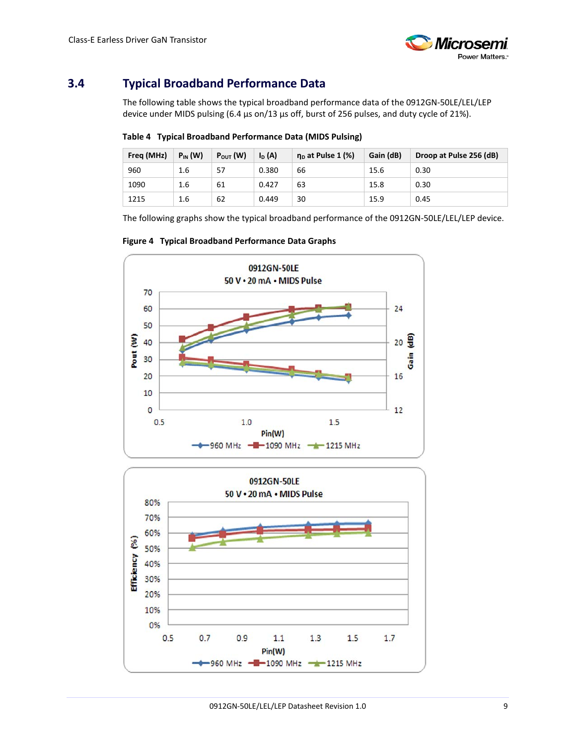## 3.4 Typical Broadband Performance Data

The following table shows the typical broadband performance data of the 0912GN-50LE/LEL/LEP device under MIDS pulsing (6.4 µs on/13 µs off, burst of 256 pulses, and duty cycle of 21%).

**Table 4 Typical Broadband Performance Data (MIDS Pulsing)**

| Freq (MHz) | $P_{IN}$ (W) | $P_{OUT}$ (W) | $I_D$ (A) | $\eta_D$ at Pulse 1 (%) | Gain (dB) | Droop at Pulse 256 (dB) |
|---|---|---|---|---|---|---|
| 960 | 1.6 | 57 | 0.380 | 66 | 15.6 | 0.30 |
| 1090 | 1.6 | 61 | 0.427 | 63 | 15.8 | 0.30 |
| 1215 | 1.6 | 62 | 0.449 | 30 | 15.9 | 0.45 |

The following graphs show the typical broadband performance of the 0912GN-50LE/LEL/LEP device.

**Figure 4 Typical Broadband Performance Data Graphs**

0912GN-50LE
50 V • 20 mA • MIDS Pulse

Pout (W) / Gain (dB) vs. Pin(W) — 960 MHz, 1090 MHz, 1215 MHz

0912GN-50LE
50 V • 20 mA • MIDS Pulse

Efficiency (%) vs. Pin(W) — 960 MHz, 1090 MHz, 1215 MHz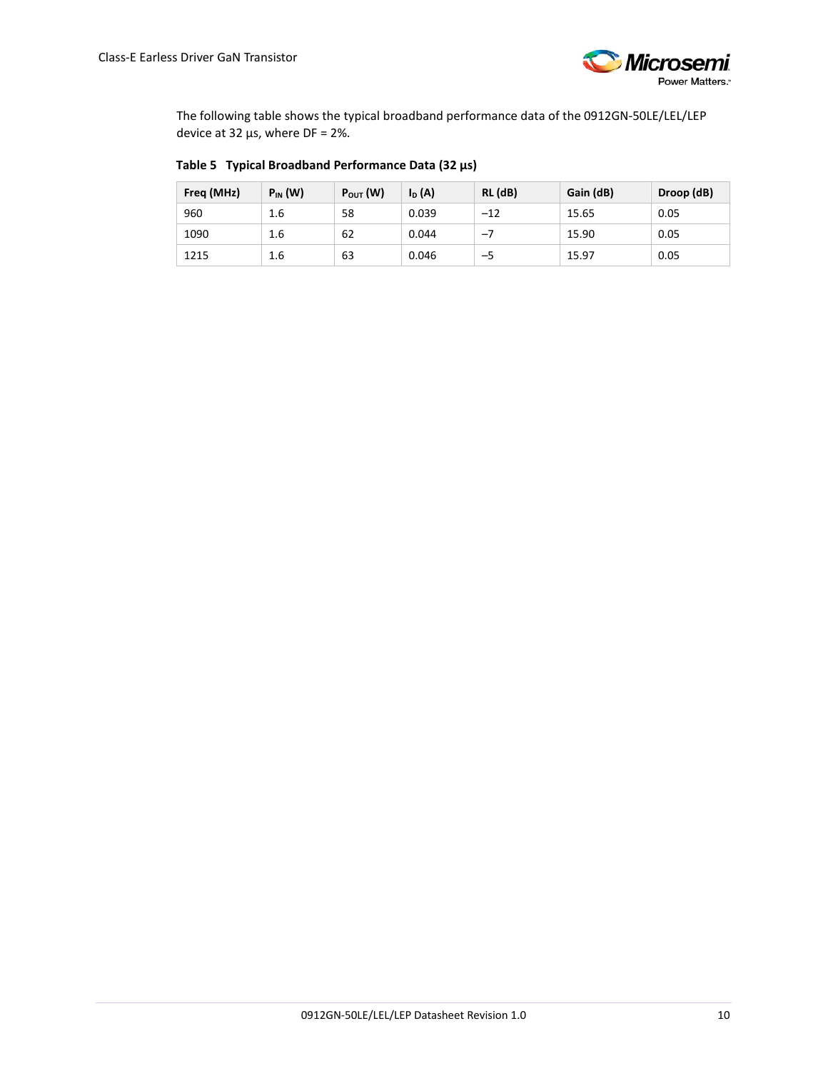The following table shows the typical broadband performance data of the 0912GN-50LE/LEL/LEP device at 32 µs, where DF = 2%.

**Table 5 Typical Broadband Performance Data (32 µs)**

| Freq (MHz) | $P_{IN}$ (W) | $P_{OUT}$ (W) | $I_D$ (A) | RL (dB) | Gain (dB) | Droop (dB) |
|---|---|---|---|---|---|---|
| 960 | 1.6 | 58 | 0.039 | –12 | 15.65 | 0.05 |
| 1090 | 1.6 | 62 | 0.044 | –7 | 15.90 | 0.05 |
| 1215 | 1.6 | 63 | 0.046 | –5 | 15.97 | 0.05 |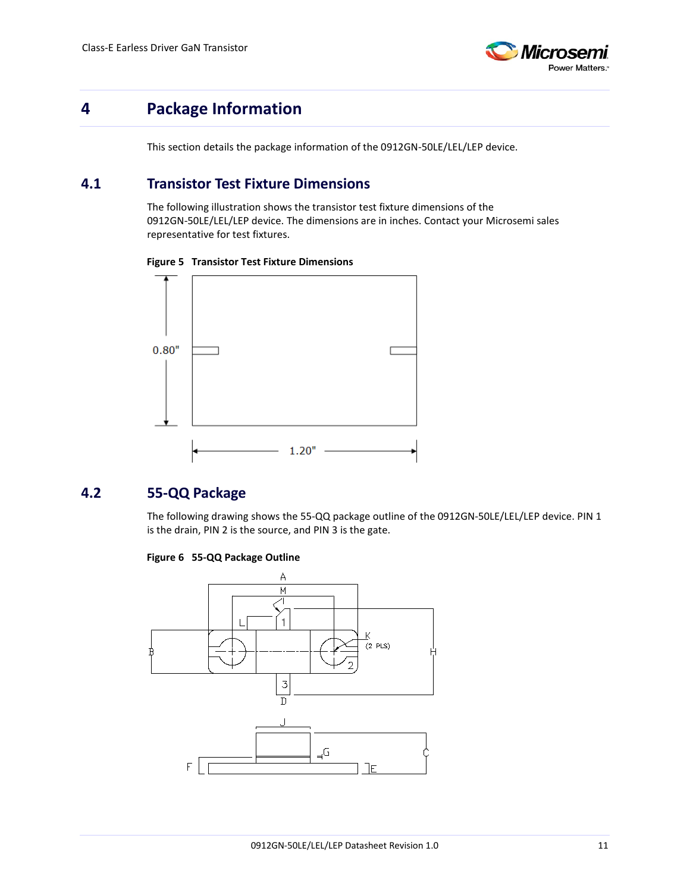# 4 Package Information

This section details the package information of the 0912GN-50LE/LEL/LEP device.

## 4.1 Transistor Test Fixture Dimensions

The following illustration shows the transistor test fixture dimensions of the 0912GN-50LE/LEL/LEP device. The dimensions are in inches. Contact your Microsemi sales representative for test fixtures.

**Figure 5 Transistor Test Fixture Dimensions**

## 4.2 55-QQ Package

The following drawing shows the 55-QQ package outline of the 0912GN-50LE/LEL/LEP device. PIN 1 is the drain, PIN 2 is the source, and PIN 3 is the gate.

**Figure 6 55-QQ Package Outline**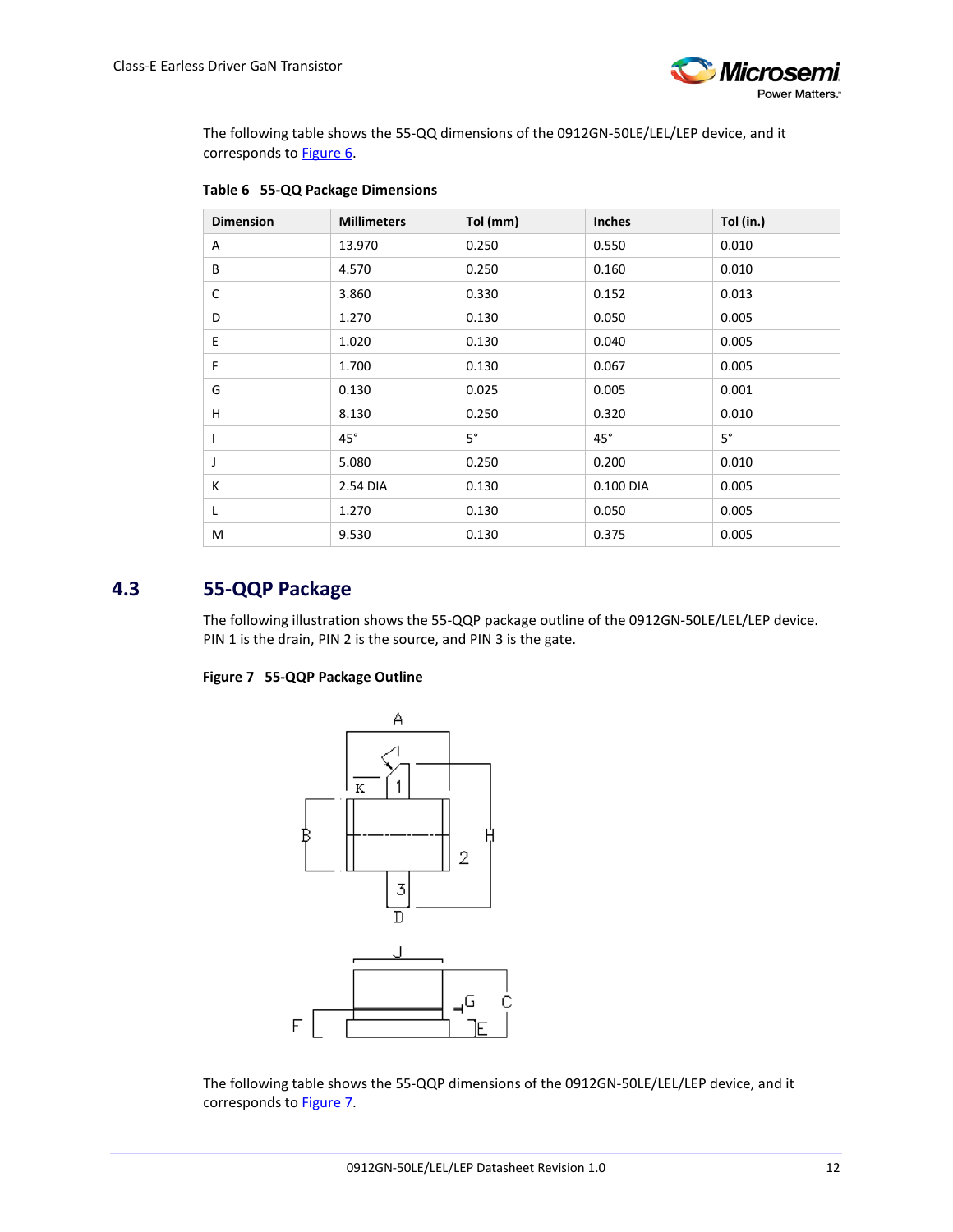The following table shows the 55-QQ dimensions of the 0912GN-50LE/LEL/LEP device, and it corresponds to Figure 6.

**Table 6 55-QQ Package Dimensions**

| Dimension | Millimeters | Tol (mm) | Inches | Tol (in.) |
|---|---|---|---|---|
| A | 13.970 | 0.250 | 0.550 | 0.010 |
| B | 4.570 | 0.250 | 0.160 | 0.010 |
| C | 3.860 | 0.330 | 0.152 | 0.013 |
| D | 1.270 | 0.130 | 0.050 | 0.005 |
| E | 1.020 | 0.130 | 0.040 | 0.005 |
| F | 1.700 | 0.130 | 0.067 | 0.005 |
| G | 0.130 | 0.025 | 0.005 | 0.001 |
| H | 8.130 | 0.250 | 0.320 | 0.010 |
| I | 45° | 5° | 45° | 5° |
| J | 5.080 | 0.250 | 0.200 | 0.010 |
| K | 2.54 DIA | 0.130 | 0.100 DIA | 0.005 |
| L | 1.270 | 0.130 | 0.050 | 0.005 |
| M | 9.530 | 0.130 | 0.375 | 0.005 |

## 4.3 55-QQP Package

The following illustration shows the 55-QQP package outline of the 0912GN-50LE/LEL/LEP device. PIN 1 is the drain, PIN 2 is the source, and PIN 3 is the gate.

**Figure 7 55-QQP Package Outline**

The following table shows the 55-QQP dimensions of the 0912GN-50LE/LEL/LEP device, and it corresponds to Figure 7.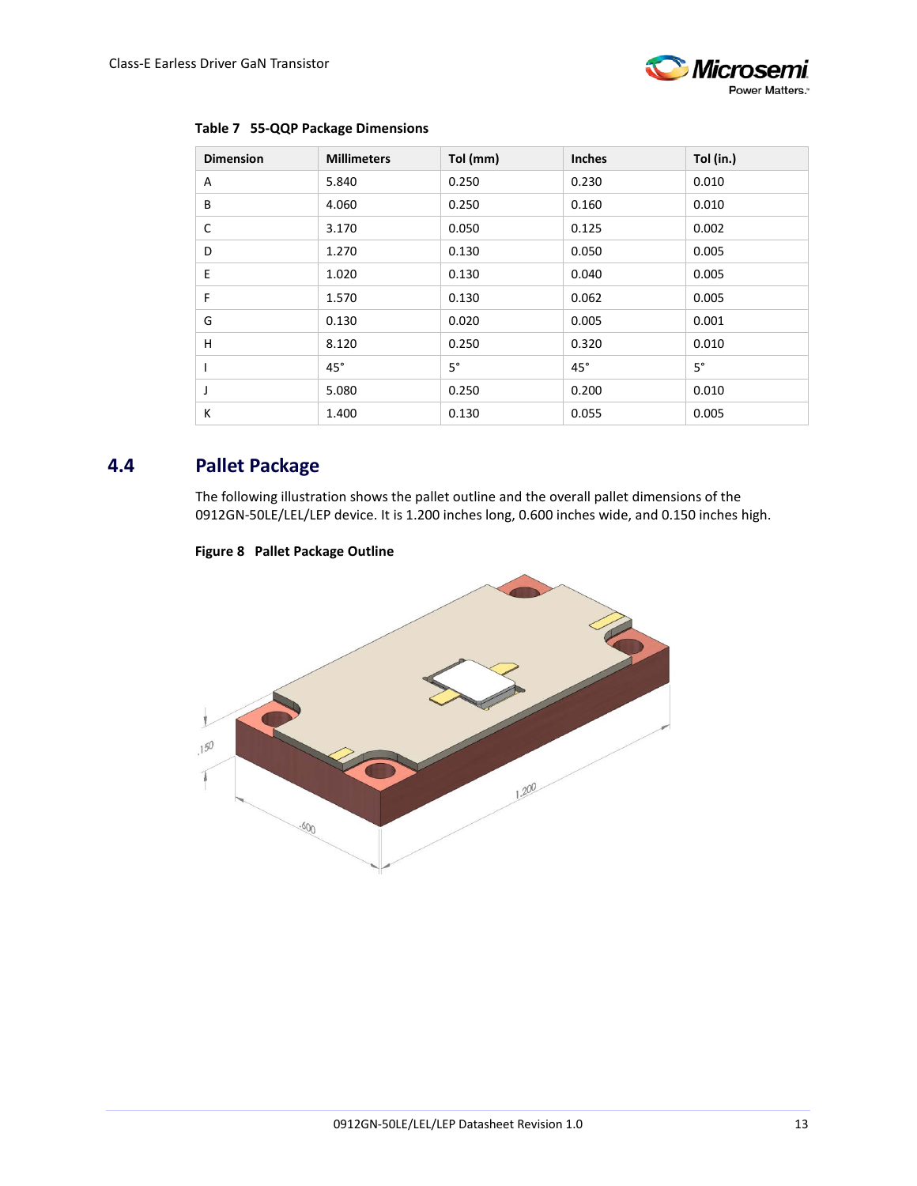**Table 7 55-QQP Package Dimensions**

| Dimension | Millimeters | Tol (mm) | Inches | Tol (in.) |
|---|---|---|---|---|
| A | 5.840 | 0.250 | 0.230 | 0.010 |
| B | 4.060 | 0.250 | 0.160 | 0.010 |
| C | 3.170 | 0.050 | 0.125 | 0.002 |
| D | 1.270 | 0.130 | 0.050 | 0.005 |
| E | 1.020 | 0.130 | 0.040 | 0.005 |
| F | 1.570 | 0.130 | 0.062 | 0.005 |
| G | 0.130 | 0.020 | 0.005 | 0.001 |
| H | 8.120 | 0.250 | 0.320 | 0.010 |
| I | 45° | 5° | 45° | 5° |
| J | 5.080 | 0.250 | 0.200 | 0.010 |
| K | 1.400 | 0.130 | 0.055 | 0.005 |

## 4.4 Pallet Package

The following illustration shows the pallet outline and the overall pallet dimensions of the 0912GN-50LE/LEL/LEP device. It is 1.200 inches long, 0.600 inches wide, and 0.150 inches high.

**Figure 8 Pallet Package Outline**

.150

.600

1.200